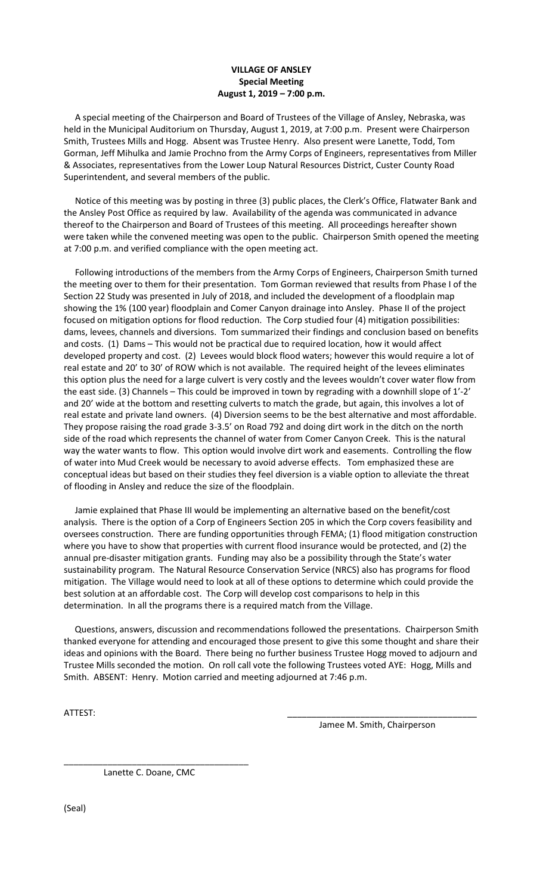**VILLAGE OF ANSLEY**
**Special Meeting**
**August 1, 2019 – 7:00 p.m.**

A special meeting of the Chairperson and Board of Trustees of the Village of Ansley, Nebraska, was held in the Municipal Auditorium on Thursday, August 1, 2019, at 7:00 p.m. Present were Chairperson Smith, Trustees Mills and Hogg. Absent was Trustee Henry. Also present were Lanette, Todd, Tom Gorman, Jeff Mihulka and Jamie Prochno from the Army Corps of Engineers, representatives from Miller & Associates, representatives from the Lower Loup Natural Resources District, Custer County Road Superintendent, and several members of the public.

Notice of this meeting was by posting in three (3) public places, the Clerk's Office, Flatwater Bank and the Ansley Post Office as required by law. Availability of the agenda was communicated in advance thereof to the Chairperson and Board of Trustees of this meeting. All proceedings hereafter shown were taken while the convened meeting was open to the public. Chairperson Smith opened the meeting at 7:00 p.m. and verified compliance with the open meeting act.

Following introductions of the members from the Army Corps of Engineers, Chairperson Smith turned the meeting over to them for their presentation. Tom Gorman reviewed that results from Phase I of the Section 22 Study was presented in July of 2018, and included the development of a floodplain map showing the 1% (100 year) floodplain and Comer Canyon drainage into Ansley. Phase II of the project focused on mitigation options for flood reduction. The Corp studied four (4) mitigation possibilities: dams, levees, channels and diversions. Tom summarized their findings and conclusion based on benefits and costs. (1) Dams – This would not be practical due to required location, how it would affect developed property and cost. (2) Levees would block flood waters; however this would require a lot of real estate and 20' to 30' of ROW which is not available. The required height of the levees eliminates this option plus the need for a large culvert is very costly and the levees wouldn't cover water flow from the east side. (3) Channels – This could be improved in town by regrading with a downhill slope of 1'-2' and 20' wide at the bottom and resetting culverts to match the grade, but again, this involves a lot of real estate and private land owners. (4) Diversion seems to be the best alternative and most affordable. They propose raising the road grade 3-3.5' on Road 792 and doing dirt work in the ditch on the north side of the road which represents the channel of water from Comer Canyon Creek. This is the natural way the water wants to flow. This option would involve dirt work and easements. Controlling the flow of water into Mud Creek would be necessary to avoid adverse effects. Tom emphasized these are conceptual ideas but based on their studies they feel diversion is a viable option to alleviate the threat of flooding in Ansley and reduce the size of the floodplain.

Jamie explained that Phase III would be implementing an alternative based on the benefit/cost analysis. There is the option of a Corp of Engineers Section 205 in which the Corp covers feasibility and oversees construction. There are funding opportunities through FEMA; (1) flood mitigation construction where you have to show that properties with current flood insurance would be protected, and (2) the annual pre-disaster mitigation grants. Funding may also be a possibility through the State's water sustainability program. The Natural Resource Conservation Service (NRCS) also has programs for flood mitigation. The Village would need to look at all of these options to determine which could provide the best solution at an affordable cost. The Corp will develop cost comparisons to help in this determination. In all the programs there is a required match from the Village.

Questions, answers, discussion and recommendations followed the presentations. Chairperson Smith thanked everyone for attending and encouraged those present to give this some thought and share their ideas and opinions with the Board. There being no further business Trustee Hogg moved to adjourn and Trustee Mills seconded the motion. On roll call vote the following Trustees voted AYE: Hogg, Mills and Smith. ABSENT: Henry. Motion carried and meeting adjourned at 7:46 p.m.

ATTEST:

\_\_\_\_\_\_\_\_\_\_\_\_\_\_\_\_\_\_\_\_\_\_\_\_\_\_\_\_\_\_\_\_\_\_\_\_\_\_\_\_
Jamee M. Smith, Chairperson

\_\_\_\_\_\_\_\_\_\_\_\_\_\_\_\_\_\_\_\_\_\_\_\_\_\_\_\_\_\_\_\_\_\_\_\_\_\_\_\_
Lanette C. Doane, CMC

(Seal)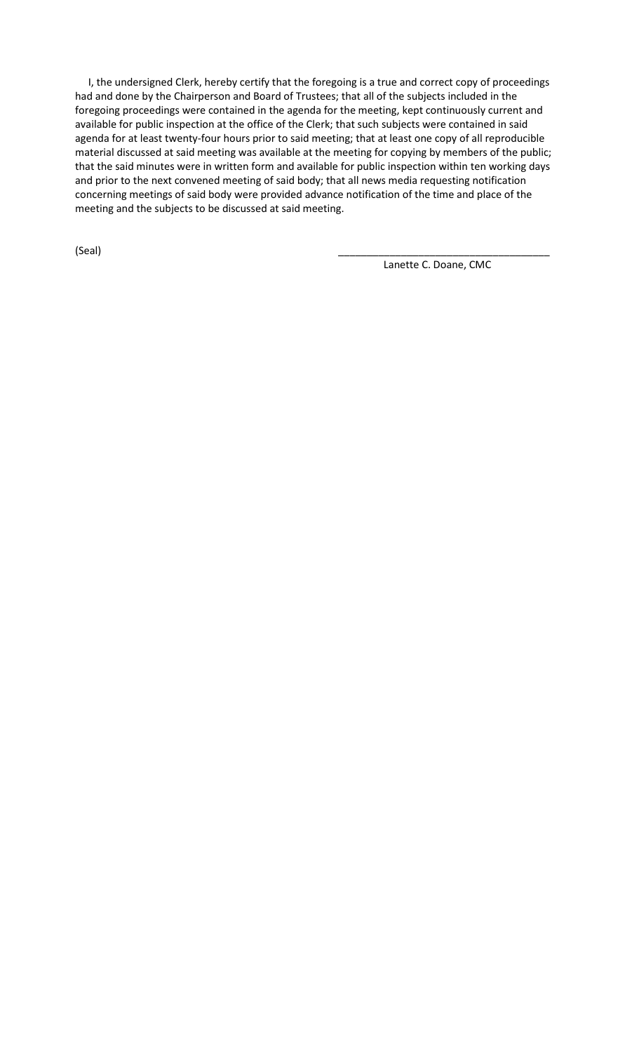I, the undersigned Clerk, hereby certify that the foregoing is a true and correct copy of proceedings had and done by the Chairperson and Board of Trustees; that all of the subjects included in the foregoing proceedings were contained in the agenda for the meeting, kept continuously current and available for public inspection at the office of the Clerk; that such subjects were contained in said agenda for at least twenty-four hours prior to said meeting; that at least one copy of all reproducible material discussed at said meeting was available at the meeting for copying by members of the public; that the said minutes were in written form and available for public inspection within ten working days and prior to the next convened meeting of said body; that all news media requesting notification concerning meetings of said body were provided advance notification of the time and place of the meeting and the subjects to be discussed at said meeting.

(Seal)

_____________________________________

Lanette C. Doane, CMC